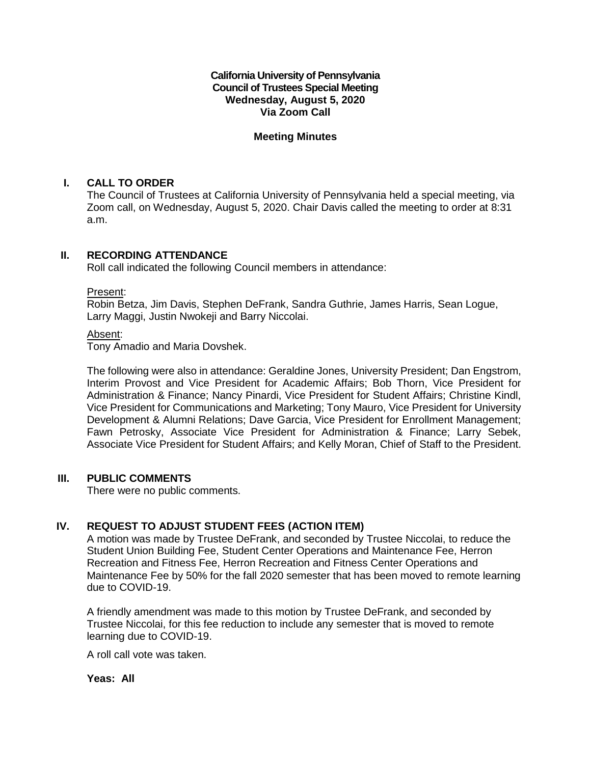**California University of Pennsylvania**
**Council of Trustees Special Meeting**
**Wednesday, August 5, 2020**
**Via Zoom Call**

**Meeting Minutes**

## I. CALL TO ORDER

The Council of Trustees at California University of Pennsylvania held a special meeting, via Zoom call, on Wednesday, August 5, 2020. Chair Davis called the meeting to order at 8:31 a.m.

## II. RECORDING ATTENDANCE

Roll call indicated the following Council members in attendance:

Present:
Robin Betza, Jim Davis, Stephen DeFrank, Sandra Guthrie, James Harris, Sean Logue, Larry Maggi, Justin Nwokeji and Barry Niccolai.

Absent:
Tony Amadio and Maria Dovshek.

The following were also in attendance: Geraldine Jones, University President; Dan Engstrom, Interim Provost and Vice President for Academic Affairs; Bob Thorn, Vice President for Administration & Finance; Nancy Pinardi, Vice President for Student Affairs; Christine Kindl, Vice President for Communications and Marketing; Tony Mauro, Vice President for University Development & Alumni Relations; Dave Garcia, Vice President for Enrollment Management; Fawn Petrosky, Associate Vice President for Administration & Finance; Larry Sebek, Associate Vice President for Student Affairs; and Kelly Moran, Chief of Staff to the President.

## III. PUBLIC COMMENTS

There were no public comments.

## IV. REQUEST TO ADJUST STUDENT FEES (ACTION ITEM)

A motion was made by Trustee DeFrank, and seconded by Trustee Niccolai, to reduce the Student Union Building Fee, Student Center Operations and Maintenance Fee, Herron Recreation and Fitness Fee, Herron Recreation and Fitness Center Operations and Maintenance Fee by 50% for the fall 2020 semester that has been moved to remote learning due to COVID-19.

A friendly amendment was made to this motion by Trustee DeFrank, and seconded by Trustee Niccolai, for this fee reduction to include any semester that is moved to remote learning due to COVID-19.

A roll call vote was taken.

**Yeas: All**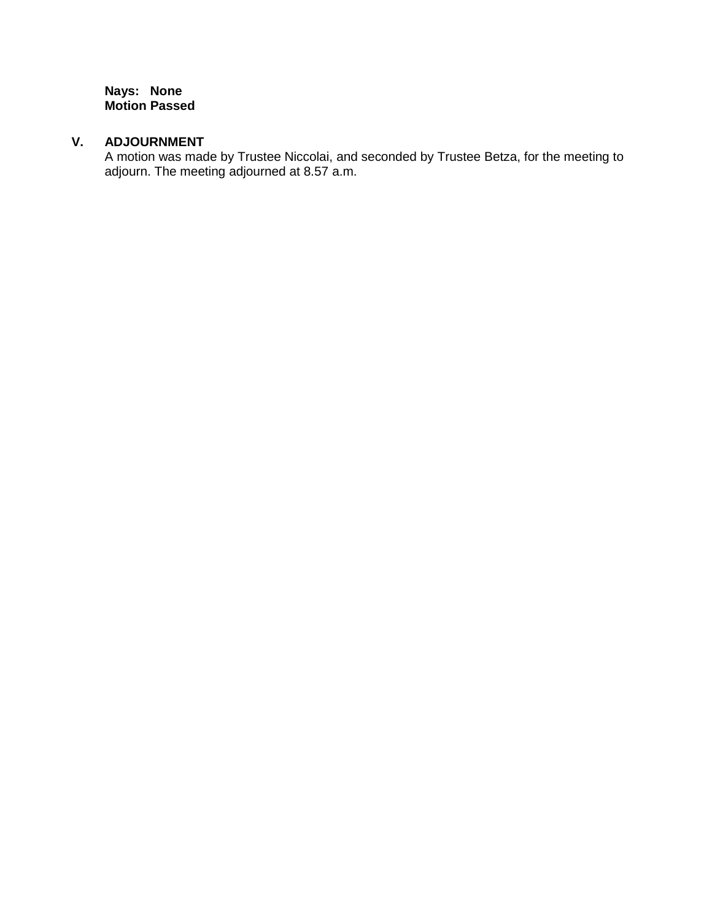**Nays: None**
**Motion Passed**

## V. ADJOURNMENT

A motion was made by Trustee Niccolai, and seconded by Trustee Betza, for the meeting to adjourn. The meeting adjourned at 8.57 a.m.